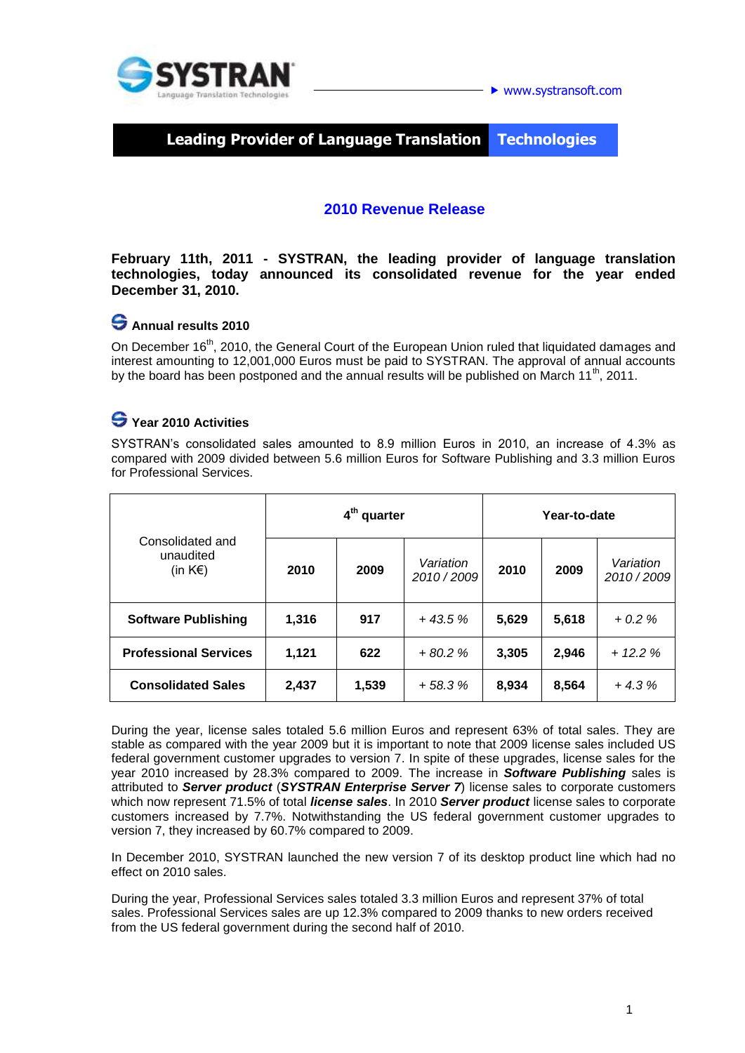SYSTRAN
Language Translation Technologies

www.systransoft.com

**Leading Provider of Language Translation Technologies**

## 2010 Revenue Release

**February 11th, 2011 - SYSTRAN, the leading provider of language translation technologies, today announced its consolidated revenue for the year ended December 31, 2010.**

### Annual results 2010

On December 16th, 2010, the General Court of the European Union ruled that liquidated damages and interest amounting to 12,001,000 Euros must be paid to SYSTRAN. The approval of annual accounts by the board has been postponed and the annual results will be published on March 11th, 2011.

### Year 2010 Activities

SYSTRAN's consolidated sales amounted to 8.9 million Euros in 2010, an increase of 4.3% as compared with 2009 divided between 5.6 million Euros for Software Publishing and 3.3 million Euros for Professional Services.

| Consolidated and unaudited (in K€) | 4th quarter | | | Year-to-date | | |
|---|---|---|---|---|---|---|
| | **2010** | **2009** | *Variation 2010 / 2009* | **2010** | **2009** | *Variation 2010 / 2009* |
| **Software Publishing** | **1,316** | **917** | *+ 43.5 %* | **5,629** | **5,618** | *+ 0.2 %* |
| **Professional Services** | **1,121** | **622** | *+ 80.2 %* | **3,305** | **2,946** | *+ 12.2 %* |
| **Consolidated Sales** | **2,437** | **1,539** | *+ 58.3 %* | **8,934** | **8,564** | *+ 4.3 %* |

During the year, license sales totaled 5.6 million Euros and represent 63% of total sales. They are stable as compared with the year 2009 but it is important to note that 2009 license sales included US federal government customer upgrades to version 7. In spite of these upgrades, license sales for the year 2010 increased by 28.3% compared to 2009. The increase in ***Software Publishing*** sales is attributed to ***Server product*** (***SYSTRAN Enterprise Server 7***) license sales to corporate customers which now represent 71.5% of total ***license sales***. In 2010 ***Server product*** license sales to corporate customers increased by 7.7%. Notwithstanding the US federal government customer upgrades to version 7, they increased by 60.7% compared to 2009.

In December 2010, SYSTRAN launched the new version 7 of its desktop product line which had no effect on 2010 sales.

During the year, Professional Services sales totaled 3.3 million Euros and represent 37% of total sales. Professional Services sales are up 12.3% compared to 2009 thanks to new orders received from the US federal government during the second half of 2010.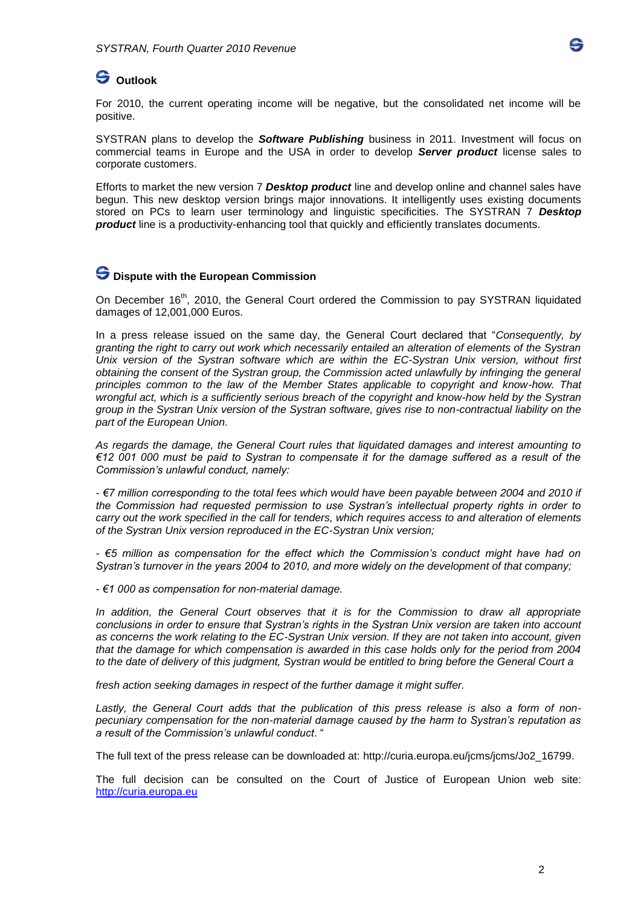## Outlook

For 2010, the current operating income will be negative, but the consolidated net income will be positive.

SYSTRAN plans to develop the ***Software Publishing*** business in 2011. Investment will focus on commercial teams in Europe and the USA in order to develop ***Server product*** license sales to corporate customers.

Efforts to market the new version 7 ***Desktop product*** line and develop online and channel sales have begun. This new desktop version brings major innovations. It intelligently uses existing documents stored on PCs to learn user terminology and linguistic specificities. The SYSTRAN 7 ***Desktop product*** line is a productivity-enhancing tool that quickly and efficiently translates documents.

## Dispute with the European Commission

On December 16th, 2010, the General Court ordered the Commission to pay SYSTRAN liquidated damages of 12,001,000 Euros.

In a press release issued on the same day, the General Court declared that "*Consequently, by granting the right to carry out work which necessarily entailed an alteration of elements of the Systran Unix version of the Systran software which are within the EC-Systran Unix version, without first obtaining the consent of the Systran group, the Commission acted unlawfully by infringing the general principles common to the law of the Member States applicable to copyright and know-how. That wrongful act, which is a sufficiently serious breach of the copyright and know-how held by the Systran group in the Systran Unix version of the Systran software, gives rise to non-contractual liability on the part of the European Union.*

*As regards the damage, the General Court rules that liquidated damages and interest amounting to €12 001 000 must be paid to Systran to compensate it for the damage suffered as a result of the Commission's unlawful conduct, namely:*

*- €7 million corresponding to the total fees which would have been payable between 2004 and 2010 if the Commission had requested permission to use Systran's intellectual property rights in order to carry out the work specified in the call for tenders, which requires access to and alteration of elements of the Systran Unix version reproduced in the EC-Systran Unix version;*

*- €5 million as compensation for the effect which the Commission's conduct might have had on Systran's turnover in the years 2004 to 2010, and more widely on the development of that company;*

*- €1 000 as compensation for non-material damage.*

*In addition, the General Court observes that it is for the Commission to draw all appropriate conclusions in order to ensure that Systran's rights in the Systran Unix version are taken into account as concerns the work relating to the EC-Systran Unix version. If they are not taken into account, given that the damage for which compensation is awarded in this case holds only for the period from 2004 to the date of delivery of this judgment, Systran would be entitled to bring before the General Court a fresh action seeking damages in respect of the further damage it might suffer.*

*Lastly, the General Court adds that the publication of this press release is also a form of non-pecuniary compensation for the non-material damage caused by the harm to Systran's reputation as a result of the Commission's unlawful conduct.* "

The full text of the press release can be downloaded at: http://curia.europa.eu/jcms/jcms/Jo2_16799.

The full decision can be consulted on the Court of Justice of European Union web site: [http://curia.europa.eu](http://curia.europa.eu)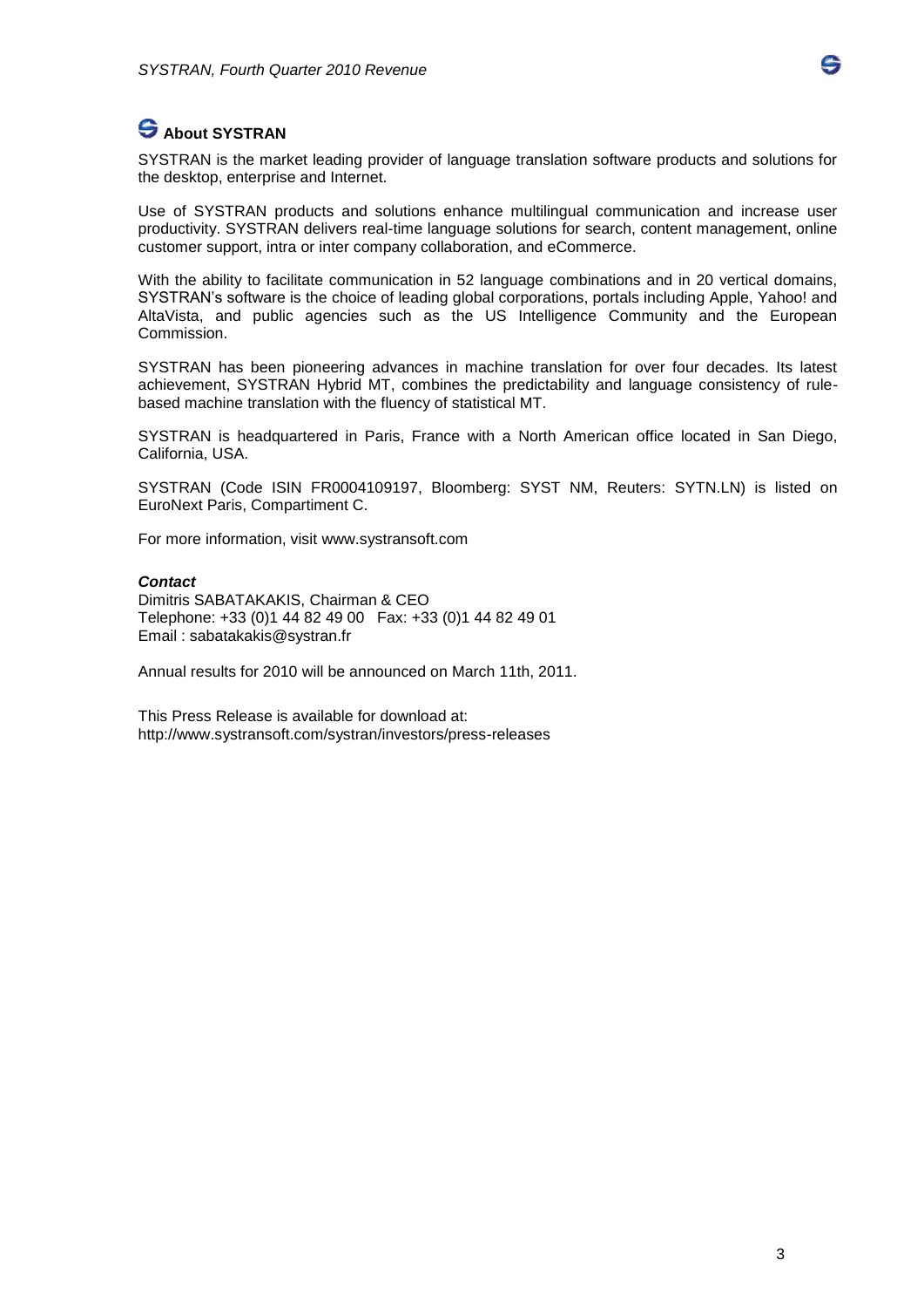## About SYSTRAN

SYSTRAN is the market leading provider of language translation software products and solutions for the desktop, enterprise and Internet.

Use of SYSTRAN products and solutions enhance multilingual communication and increase user productivity. SYSTRAN delivers real-time language solutions for search, content management, online customer support, intra or inter company collaboration, and eCommerce.

With the ability to facilitate communication in 52 language combinations and in 20 vertical domains, SYSTRAN's software is the choice of leading global corporations, portals including Apple, Yahoo! and AltaVista, and public agencies such as the US Intelligence Community and the European Commission.

SYSTRAN has been pioneering advances in machine translation for over four decades. Its latest achievement, SYSTRAN Hybrid MT, combines the predictability and language consistency of rule-based machine translation with the fluency of statistical MT.

SYSTRAN is headquartered in Paris, France with a North American office located in San Diego, California, USA.

SYSTRAN (Code ISIN FR0004109197, Bloomberg: SYST NM, Reuters: SYTN.LN) is listed on EuroNext Paris, Compartiment C.

For more information, visit www.systransoft.com

***Contact***
Dimitris SABATAKAKIS, Chairman & CEO
Telephone: +33 (0)1 44 82 49 00 Fax: +33 (0)1 44 82 49 01
Email : sabatakakis@systran.fr

Annual results for 2010 will be announced on March 11th, 2011.

This Press Release is available for download at:
http://www.systransoft.com/systran/investors/press-releases